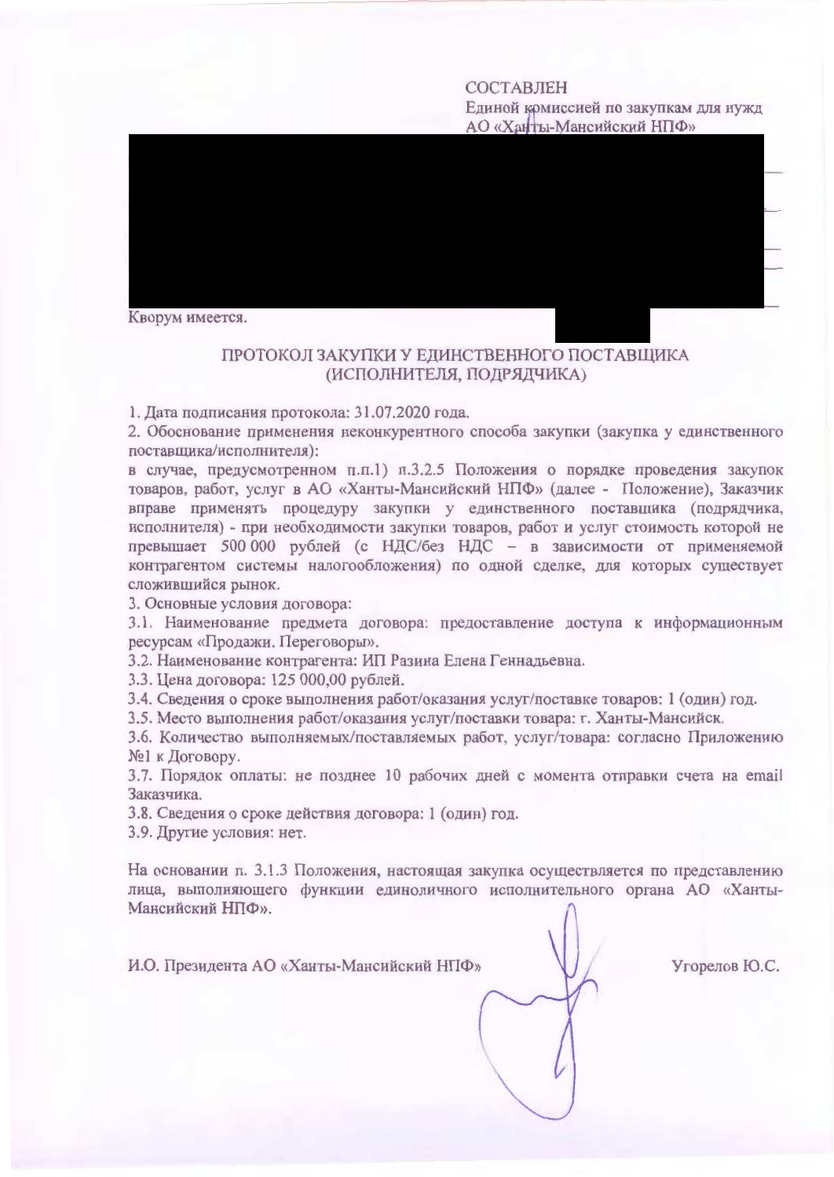СОСТАВЛЕН
Единой комиссией по закупкам для нужд
АО «Ханты-Мансийский НПФ»

Кворум имеется.

## ПРОТОКОЛ ЗАКУПКИ У ЕДИНСТВЕННОГО ПОСТАВЩИКА (ИСПОЛНИТЕЛЯ, ПОДРЯДЧИКА)

1. Дата подписания протокола: 31.07.2020 года.
2. Обоснование применения неконкурентного способа закупки (закупка у единственного поставщика/исполнителя):
в случае, предусмотренном п.п.1) п.3.2.5 Положения о порядке проведения закупок товаров, работ, услуг в АО «Ханты-Мансийский НПФ» (далее - Положение), Заказчик вправе применять процедуру закупки у единственного поставщика (подрядчика, исполнителя) - при необходимости закупки товаров, работ и услуг стоимость которой не превышает 500 000 рублей (с НДС/без НДС – в зависимости от применяемой контрагентом системы налогообложения) по одной сделке, для которых существует сложившийся рынок.
3. Основные условия договора:
3.1. Наименование предмета договора: предоставление доступа к информационным ресурсам «Продажи. Переговоры».
3.2. Наименование контрагента: ИП Разина Елена Геннадьевна.
3.3. Цена договора: 125 000,00 рублей.
3.4. Сведения о сроке выполнения работ/оказания услуг/поставке товаров: 1 (один) год.
3.5. Место выполнения работ/оказания услуг/поставки товара: г. Ханты-Мансийск.
3.6. Количество выполняемых/поставляемых работ, услуг/товара: согласно Приложению №1 к Договору.
3.7. Порядок оплаты: не позднее 10 рабочих дней с момента отправки счета на email Заказчика.
3.8. Сведения о сроке действия договора: 1 (один) год.
3.9. Другие условия: нет.

На основании п. 3.1.3 Положения, настоящая закупка осуществляется по представлению лица, выполняющего функции единоличного исполнительного органа АО «Ханты-Мансийский НПФ».

И.О. Президента АО «Ханты-Мансийский НПФ» Угорелов Ю.С.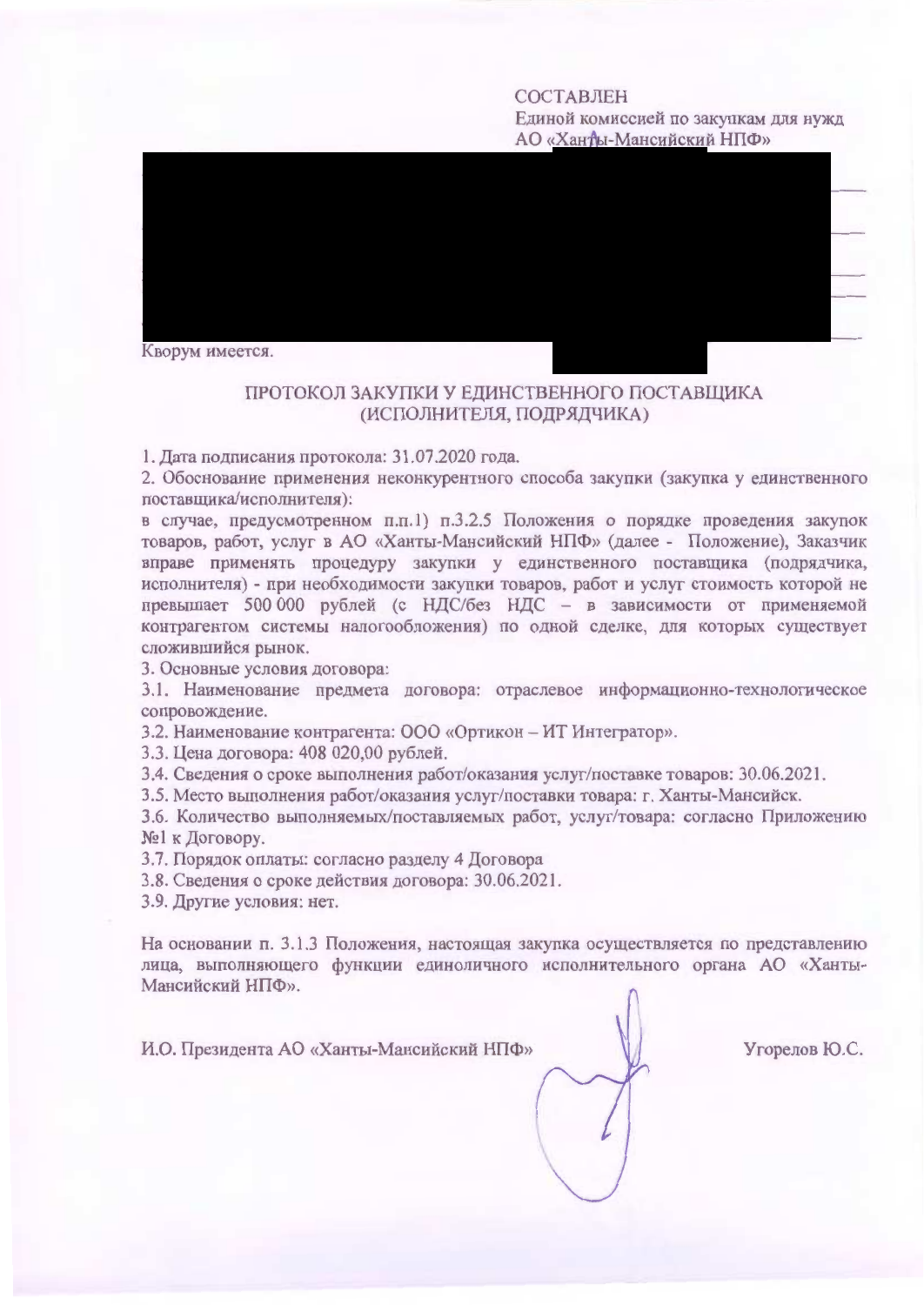СОСТАВЛЕН
Единой комиссией по закупкам для нужд
АО «Ханты-Мансийский НПФ»

Кворум имеется.

## ПРОТОКОЛ ЗАКУПКИ У ЕДИНСТВЕННОГО ПОСТАВЩИКА (ИСПОЛНИТЕЛЯ, ПОДРЯДЧИКА)

1. Дата подписания протокола: 31.07.2020 года.
2. Обоснование применения неконкурентного способа закупки (закупка у единственного поставщика/исполнителя):
в случае, предусмотренном п.п.1) п.3.2.5 Положения о порядке проведения закупок товаров, работ, услуг в АО «Ханты-Мансийский НПФ» (далее - Положение), Заказчик вправе применять процедуру закупки у единственного поставщика (подрядчика, исполнителя) - при необходимости закупки товаров, работ и услуг стоимость которой не превышает 500 000 рублей (с НДС/без НДС – в зависимости от применяемой контрагентом системы налогообложения) по одной сделке, для которых существует сложившийся рынок.
3. Основные условия договора:
3.1. Наименование предмета договора: отраслевое информационно-технологическое сопровождение.
3.2. Наименование контрагента: ООО «Ортикон – ИТ Интегратор».
3.3. Цена договора: 408 020,00 рублей.
3.4. Сведения о сроке выполнения работ/оказания услуг/поставке товаров: 30.06.2021.
3.5. Место выполнения работ/оказания услуг/поставки товара: г. Ханты-Мансийск.
3.6. Количество выполняемых/поставляемых работ, услуг/товара: согласно Приложению №1 к Договору.
3.7. Порядок оплаты: согласно разделу 4 Договора
3.8. Сведения о сроке действия договора: 30.06.2021.
3.9. Другие условия: нет.

На основании п. 3.1.3 Положения, настоящая закупка осуществляется по представлению лица, выполняющего функции единоличного исполнительного органа АО «Ханты-Мансийский НПФ».

И.О. Президента АО «Ханты-Мансийский НПФ» Угорелов Ю.С.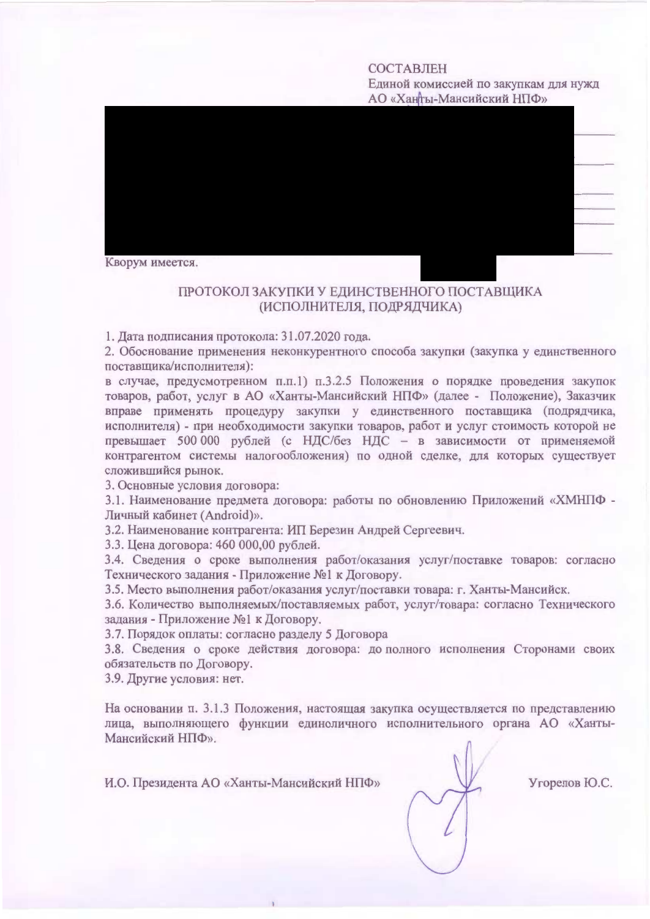СОСТАВЛЕН
Единой комиссией по закупкам для нужд
АО «Ханты-Мансийский НПФ»

Кворум имеется.

## ПРОТОКОЛ ЗАКУПКИ У ЕДИНСТВЕННОГО ПОСТАВЩИКА (ИСПОЛНИТЕЛЯ, ПОДРЯДЧИКА)

1. Дата подписания протокола: 31.07.2020 года.
2. Обоснование применения неконкурентного способа закупки (закупка у единственного поставщика/исполнителя):
в случае, предусмотренном п.п.1) п.3.2.5 Положения о порядке проведения закупок товаров, работ, услуг в АО «Ханты-Мансийский НПФ» (далее - Положение), Заказчик вправе применять процедуру закупки у единственного поставщика (подрядчика, исполнителя) - при необходимости закупки товаров, работ и услуг стоимость которой не превышает 500 000 рублей (с НДС/без НДС – в зависимости от применяемой контрагентом системы налогообложения) по одной сделке, для которых существует сложившийся рынок.
3. Основные условия договора:
3.1. Наименование предмета договора: работы по обновлению Приложений «ХМНПФ - Личный кабинет (Android)».
3.2. Наименование контрагента: ИП Березин Андрей Сергеевич.
3.3. Цена договора: 460 000,00 рублей.
3.4. Сведения о сроке выполнения работ/оказания услуг/поставке товаров: согласно Технического задания - Приложение №1 к Договору.
3.5. Место выполнения работ/оказания услуг/поставки товара: г. Ханты-Мансийск.
3.6. Количество выполняемых/поставляемых работ, услуг/товара: согласно Технического задания - Приложение №1 к Договору.
3.7. Порядок оплаты: согласно разделу 5 Договора
3.8. Сведения о сроке действия договора: до полного исполнения Сторонами своих обязательств по Договору.
3.9. Другие условия: нет.

На основании п. 3.1.3 Положения, настоящая закупка осуществляется по представлению лица, выполняющего функции единоличного исполнительного органа АО «Ханты-Мансийский НПФ».

И.О. Президента АО «Ханты-Мансийский НПФ» Угорелов Ю.С.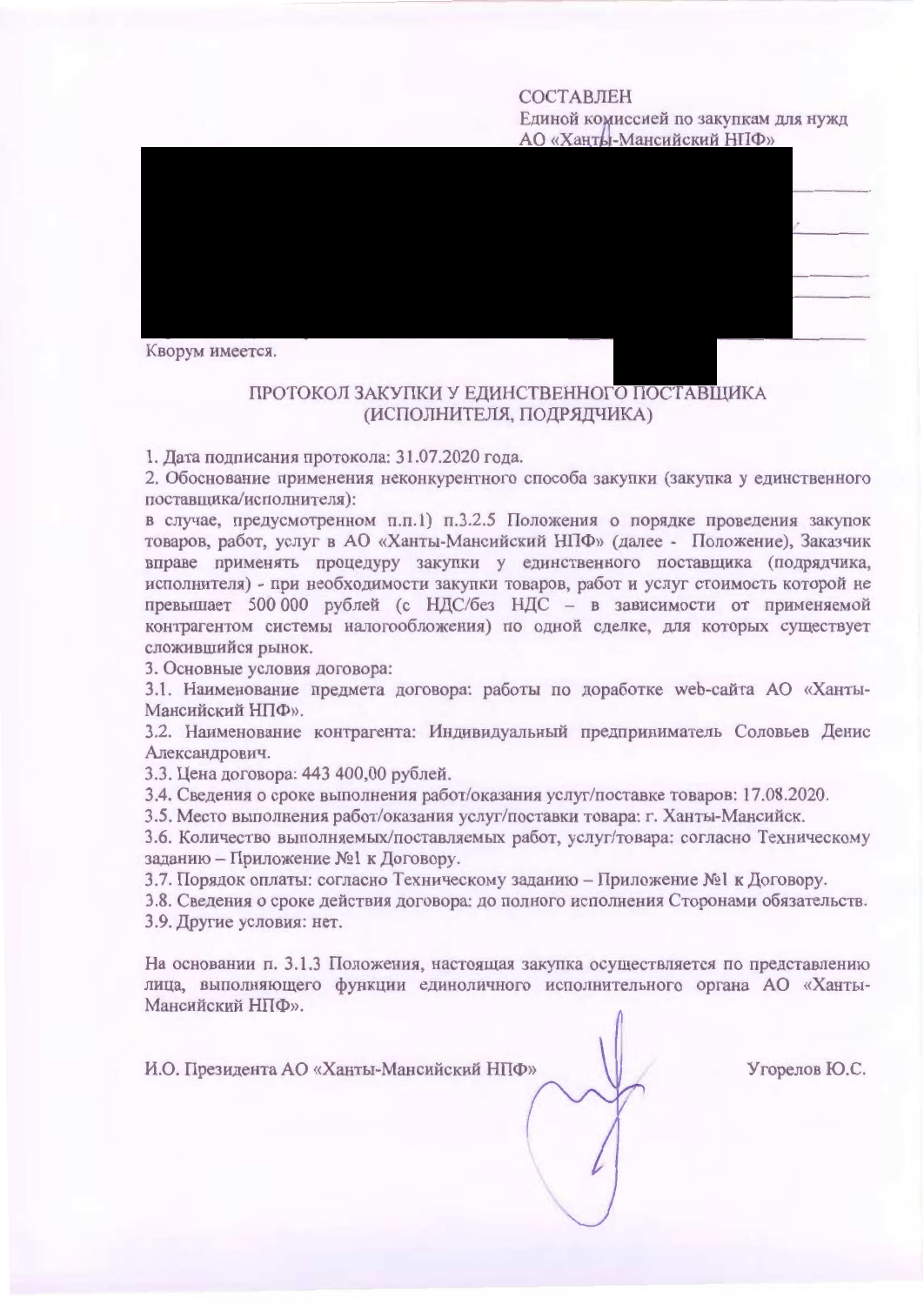СОСТАВЛЕН
Единой комиссией по закупкам для нужд
АО «Ханты-Мансийский НПФ»

Кворум имеется.

## ПРОТОКОЛ ЗАКУПКИ У ЕДИНСТВЕННОГО ПОСТАВЩИКА (ИСПОЛНИТЕЛЯ, ПОДРЯДЧИКА)

1. Дата подписания протокола: 31.07.2020 года.
2. Обоснование применения неконкурентного способа закупки (закупка у единственного поставщика/исполнителя):
в случае, предусмотренном п.п.1) п.3.2.5 Положения о порядке проведения закупок товаров, работ, услуг в АО «Ханты-Мансийский НПФ» (далее - Положение), Заказчик вправе применять процедуру закупки у единственного поставщика (подрядчика, исполнителя) - при необходимости закупки товаров, работ и услуг стоимость которой не превышает 500 000 рублей (с НДС/без НДС – в зависимости от применяемой контрагентом системы налогообложения) по одной сделке, для которых существует сложившийся рынок.
3. Основные условия договора:
3.1. Наименование предмета договора: работы по доработке web-сайта АО «Ханты-Мансийский НПФ».
3.2. Наименование контрагента: Индивидуальный предприниматель Соловьев Денис Александрович.
3.3. Цена договора: 443 400,00 рублей.
3.4. Сведения о сроке выполнения работ/оказания услуг/поставке товаров: 17.08.2020.
3.5. Место выполнения работ/оказания услуг/поставки товара: г. Ханты-Мансийск.
3.6. Количество выполняемых/поставляемых работ, услуг/товара: согласно Техническому заданию – Приложение №1 к Договору.
3.7. Порядок оплаты: согласно Техническому заданию – Приложение №1 к Договору.
3.8. Сведения о сроке действия договора: до полного исполнения Сторонами обязательств.
3.9. Другие условия: нет.

На основании п. 3.1.3 Положения, настоящая закупка осуществляется по представлению лица, выполняющего функции единоличного исполнительного органа АО «Ханты-Мансийский НПФ».

И.О. Президента АО «Ханты-Мансийский НПФ» Угорелов Ю.С.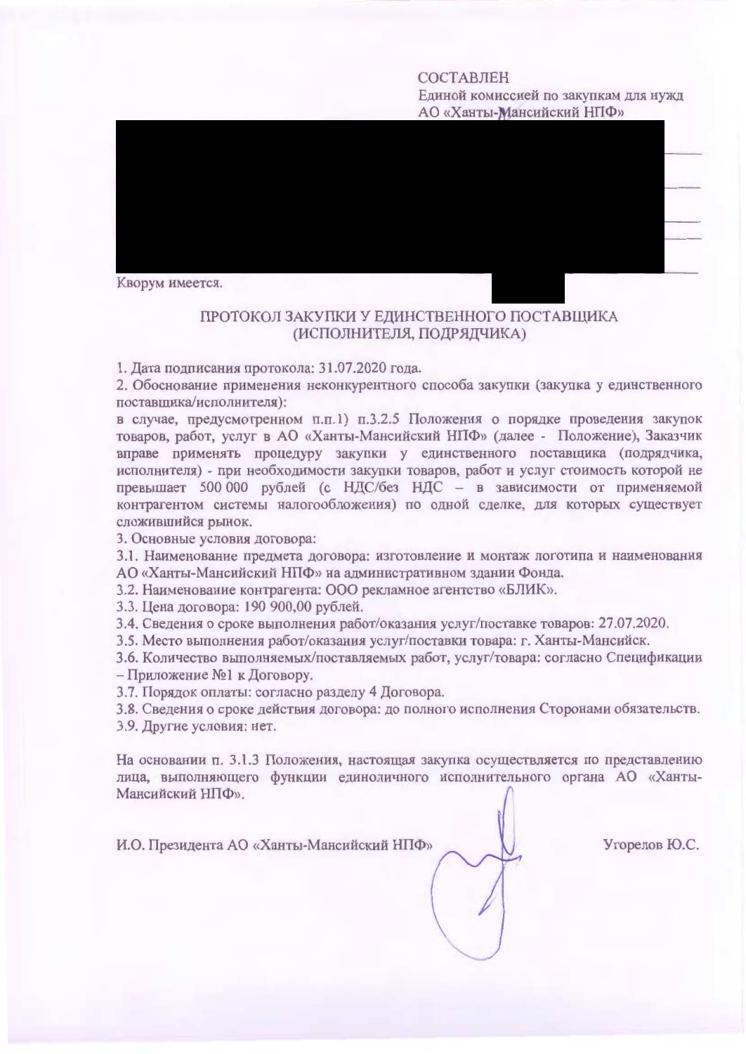СОСТАВЛЕН
Единой комиссией по закупкам для нужд
АО «Ханты-Мансийский НПФ»

Кворум имеется.

## ПРОТОКОЛ ЗАКУПКИ У ЕДИНСТВЕННОГО ПОСТАВЩИКА (ИСПОЛНИТЕЛЯ, ПОДРЯДЧИКА)

1. Дата подписания протокола: 31.07.2020 года.

2. Обоснование применения неконкурентного способа закупки (закупка у единственного поставщика/исполнителя):

в случае, предусмотренном п.п.1) п.3.2.5 Положения о порядке проведения закупок товаров, работ, услуг в АО «Ханты-Мансийский НПФ» (далее - Положение), Заказчик вправе применять процедуру закупки у единственного поставщика (подрядчика, исполнителя) - при необходимости закупки товаров, работ и услуг стоимость которой не превышает 500 000 рублей (с НДС/без НДС – в зависимости от применяемой контрагентом системы налогообложения) по одной сделке, для которых существует сложившийся рынок.

3. Основные условия договора:

3.1. Наименование предмета договора: изготовление и монтаж логотипа и наименования АО «Ханты-Мансийский НПФ» на административном здании Фонда.

3.2. Наименование контрагента: ООО рекламное агентство «БЛИК».

3.3. Цена договора: 190 900,00 рублей.

3.4. Сведения о сроке выполнения работ/оказания услуг/поставке товаров: 27.07.2020.

3.5. Место выполнения работ/оказания услуг/поставки товара: г. Ханты-Мансийск.

3.6. Количество выполняемых/поставляемых работ, услуг/товара: согласно Спецификации – Приложение №1 к Договору.

3.7. Порядок оплаты: согласно разделу 4 Договора.

3.8. Сведения о сроке действия договора: до полного исполнения Сторонами обязательств.

3.9. Другие условия: нет.

На основании п. 3.1.3 Положения, настоящая закупка осуществляется по представлению лица, выполняющего функции единоличного исполнительного органа АО «Ханты-Мансийский НПФ».

И.О. Президента АО «Ханты-Мансийский НПФ» Угорелов Ю.С.